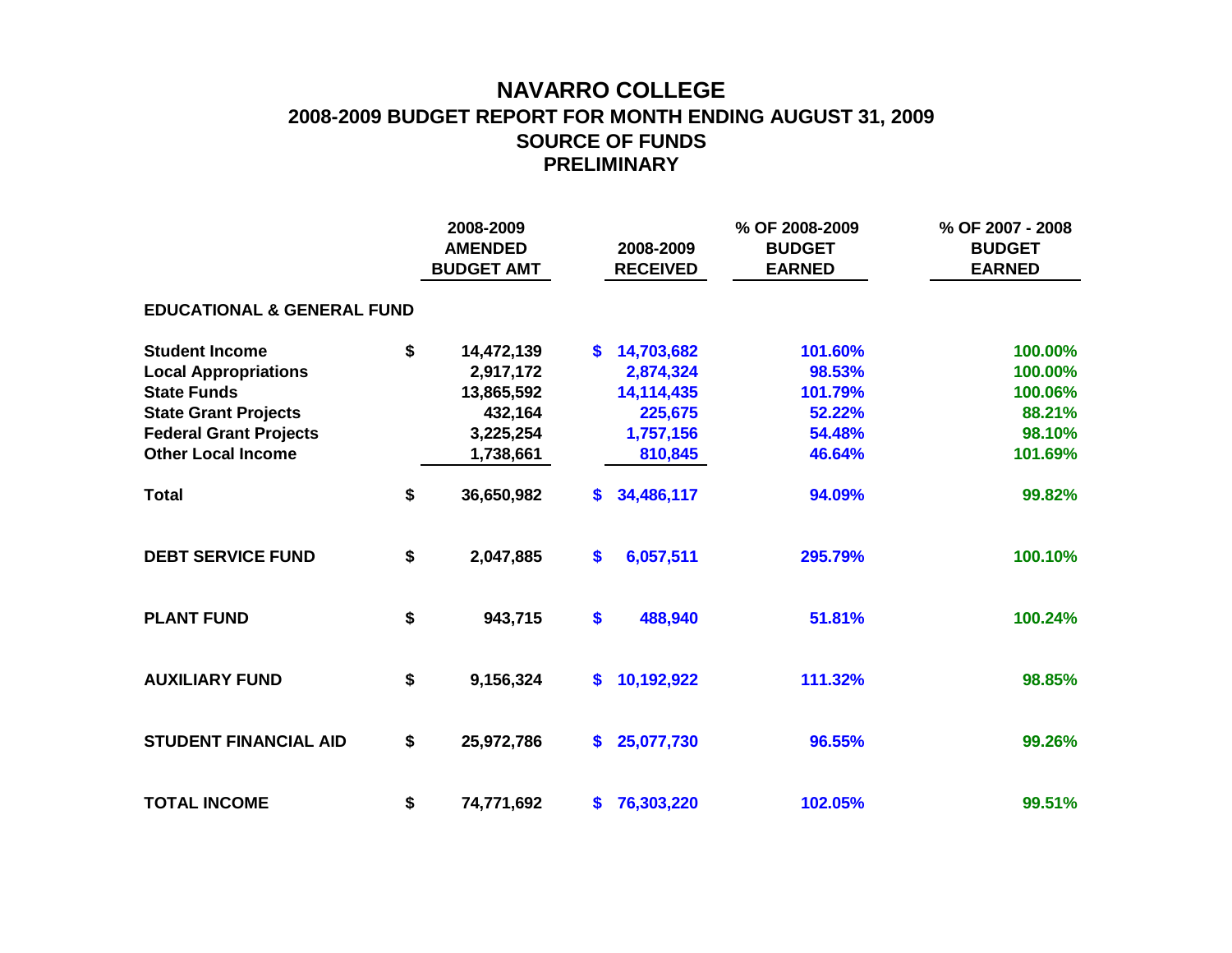# NAVARRO COLLEGE

## 2008-2009 BUDGET REPORT FOR MONTH ENDING AUGUST 31, 2009

## SOURCE OF FUNDS

## PRELIMINARY

| | 2008-2009 AMENDED BUDGET AMT | 2008-2009 RECEIVED | % OF 2008-2009 BUDGET EARNED | % OF 2007 - 2008 BUDGET EARNED |
|---|---|---|---|---|
| **EDUCATIONAL & GENERAL FUND** | | | | |
| **Student Income** | $ 14,472,139 | $ 14,703,682 | 101.60% | 100.00% |
| **Local Appropriations** | 2,917,172 | 2,874,324 | 98.53% | 100.00% |
| **State Funds** | 13,865,592 | 14,114,435 | 101.79% | 100.06% |
| **State Grant Projects** | 432,164 | 225,675 | 52.22% | 88.21% |
| **Federal Grant Projects** | 3,225,254 | 1,757,156 | 54.48% | 98.10% |
| **Other Local Income** | 1,738,661 | 810,845 | 46.64% | 101.69% |
| **Total** | $ 36,650,982 | $ 34,486,117 | 94.09% | 99.82% |
| **DEBT SERVICE FUND** | $ 2,047,885 | $ 6,057,511 | 295.79% | 100.10% |
| **PLANT FUND** | $ 943,715 | $ 488,940 | 51.81% | 100.24% |
| **AUXILIARY FUND** | $ 9,156,324 | $ 10,192,922 | 111.32% | 98.85% |
| **STUDENT FINANCIAL AID** | $ 25,972,786 | $ 25,077,730 | 96.55% | 99.26% |
| **TOTAL INCOME** | $ 74,771,692 | $ 76,303,220 | 102.05% | 99.51% |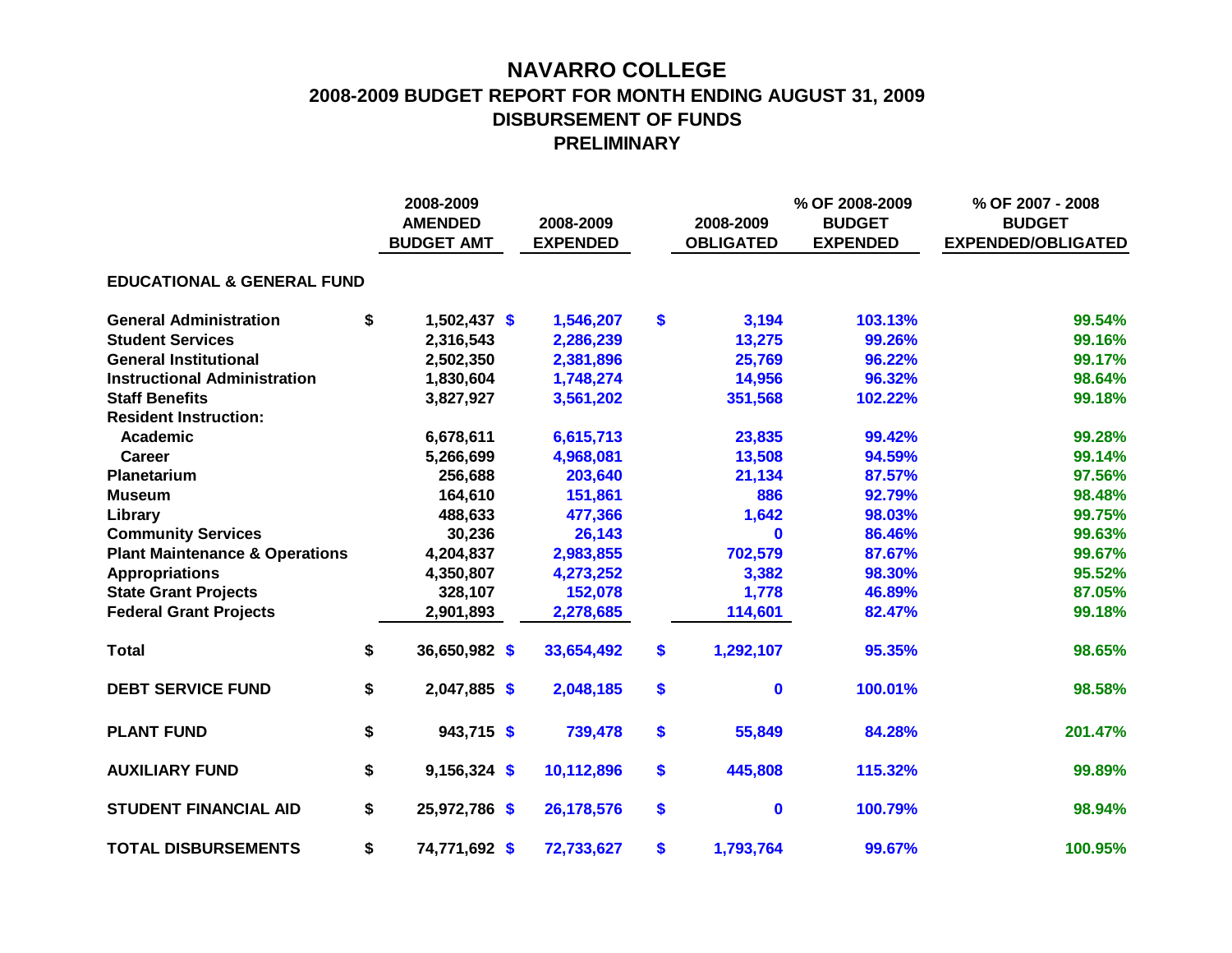# NAVARRO COLLEGE
## 2008-2009 BUDGET REPORT FOR MONTH ENDING AUGUST 31, 2009
## DISBURSEMENT OF FUNDS
## PRELIMINARY

| | 2008-2009 AMENDED BUDGET AMT | 2008-2009 EXPENDED | 2008-2009 OBLIGATED | % OF 2008-2009 BUDGET EXPENDED | % OF 2007 - 2008 BUDGET EXPENDED/OBLIGATED |
|---|---|---|---|---|---|
| **EDUCATIONAL & GENERAL FUND** | | | | | |
| **General Administration** | $ 1,502,437 | $ 1,546,207 | $ 3,194 | 103.13% | 99.54% |
| **Student Services** | 2,316,543 | 2,286,239 | 13,275 | 99.26% | 99.16% |
| **General Institutional** | 2,502,350 | 2,381,896 | 25,769 | 96.22% | 99.17% |
| **Instructional Administration** | 1,830,604 | 1,748,274 | 14,956 | 96.32% | 98.64% |
| **Staff Benefits** | 3,827,927 | 3,561,202 | 351,568 | 102.22% | 99.18% |
| **Resident Instruction:** | | | | | |
| **Academic** | 6,678,611 | 6,615,713 | 23,835 | 99.42% | 99.28% |
| **Career** | 5,266,699 | 4,968,081 | 13,508 | 94.59% | 99.14% |
| **Planetarium** | 256,688 | 203,640 | 21,134 | 87.57% | 97.56% |
| **Museum** | 164,610 | 151,861 | 886 | 92.79% | 98.48% |
| **Library** | 488,633 | 477,366 | 1,642 | 98.03% | 99.75% |
| **Community Services** | 30,236 | 26,143 | 0 | 86.46% | 99.63% |
| **Plant Maintenance & Operations** | 4,204,837 | 2,983,855 | 702,579 | 87.67% | 99.67% |
| **Appropriations** | 4,350,807 | 4,273,252 | 3,382 | 98.30% | 95.52% |
| **State Grant Projects** | 328,107 | 152,078 | 1,778 | 46.89% | 87.05% |
| **Federal Grant Projects** | 2,901,893 | 2,278,685 | 114,601 | 82.47% | 99.18% |
| **Total** | $ 36,650,982 | $ 33,654,492 | $ 1,292,107 | 95.35% | 98.65% |
| **DEBT SERVICE FUND** | $ 2,047,885 | $ 2,048,185 | $ 0 | 100.01% | 98.58% |
| **PLANT FUND** | $ 943,715 | $ 739,478 | $ 55,849 | 84.28% | 201.47% |
| **AUXILIARY FUND** | $ 9,156,324 | $ 10,112,896 | $ 445,808 | 115.32% | 99.89% |
| **STUDENT FINANCIAL AID** | $ 25,972,786 | $ 26,178,576 | $ 0 | 100.79% | 98.94% |
| **TOTAL DISBURSEMENTS** | $ 74,771,692 | $ 72,733,627 | $ 1,793,764 | 99.67% | 100.95% |